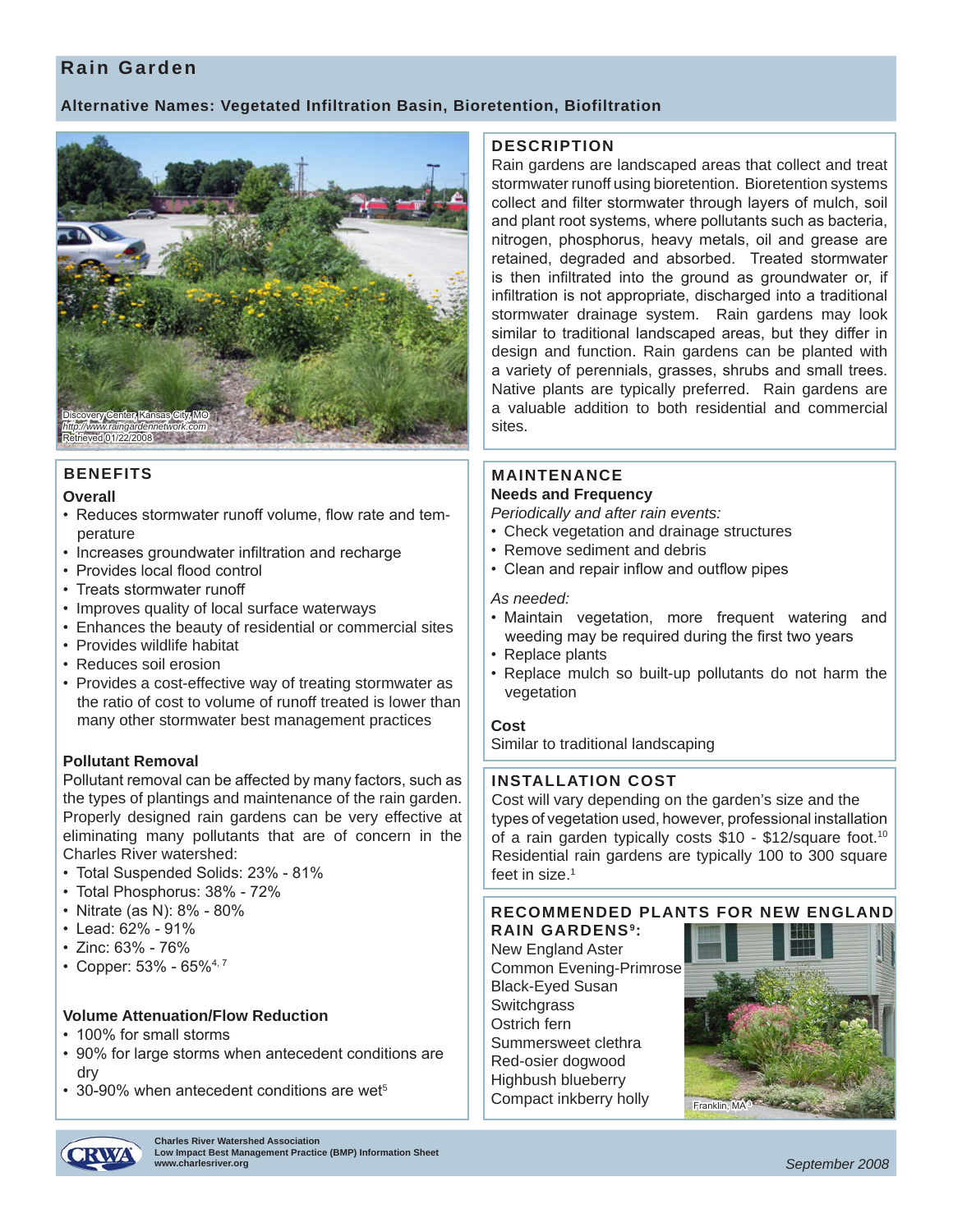# Rain Garden

**Alternative Names: Vegetated Infiltration Basin, Bioretention, Biofiltration**

Discovery Center, Kansas City, MO
http://www.raingardennetwork.com
Retrieved 01/22/2008

## DESCRIPTION

Rain gardens are landscaped areas that collect and treat stormwater runoff using bioretention. Bioretention systems collect and filter stormwater through layers of mulch, soil and plant root systems, where pollutants such as bacteria, nitrogen, phosphorus, heavy metals, oil and grease are retained, degraded and absorbed. Treated stormwater is then infiltrated into the ground as groundwater or, if infiltration is not appropriate, discharged into a traditional stormwater drainage system. Rain gardens may look similar to traditional landscaped areas, but they differ in design and function. Rain gardens can be planted with a variety of perennials, grasses, shrubs and small trees. Native plants are typically preferred. Rain gardens are a valuable addition to both residential and commercial sites.

## BENEFITS

### Overall

- Reduces stormwater runoff volume, flow rate and temperature
- Increases groundwater infiltration and recharge
- Provides local flood control
- Treats stormwater runoff
- Improves quality of local surface waterways
- Enhances the beauty of residential or commercial sites
- Provides wildlife habitat
- Reduces soil erosion
- Provides a cost-effective way of treating stormwater as the ratio of cost to volume of runoff treated is lower than many other stormwater best management practices

### Pollutant Removal

Pollutant removal can be affected by many factors, such as the types of plantings and maintenance of the rain garden. Properly designed rain gardens can be very effective at eliminating many pollutants that are of concern in the Charles River watershed:

- Total Suspended Solids: 23% - 81%
- Total Phosphorus: 38% - 72%
- Nitrate (as N): 8% - 80%
- Lead: 62% - 91%
- Zinc: 63% - 76%
- Copper: 53% - 65%[4, 7]

### Volume Attenuation/Flow Reduction

- 100% for small storms
- 90% for large storms when antecedent conditions are dry
- 30-90% when antecedent conditions are wet[5]

## MAINTENANCE

### Needs and Frequency

*Periodically and after rain events:*

- Check vegetation and drainage structures
- Remove sediment and debris
- Clean and repair inflow and outflow pipes

*As needed:*

- Maintain vegetation, more frequent watering and weeding may be required during the first two years
- Replace plants
- Replace mulch so built-up pollutants do not harm the vegetation

### Cost

Similar to traditional landscaping

## INSTALLATION COST

Cost will vary depending on the garden's size and the types of vegetation used, however, professional installation of a rain garden typically costs $10 - $12/square foot.[10] Residential rain gardens are typically 100 to 300 square feet in size.[1]

## RECOMMENDED PLANTS FOR NEW ENGLAND RAIN GARDENS[9]:

New England Aster
Common Evening-Primrose
Black-Eyed Susan
Switchgrass
Ostrich fern
Summersweet clethra
Red-osier dogwood
Highbush blueberry
Compact inkberry holly

Franklin, MA[9]

Charles River Watershed Association
Low Impact Best Management Practice (BMP) Information Sheet
www.charlesriver.org

September 2008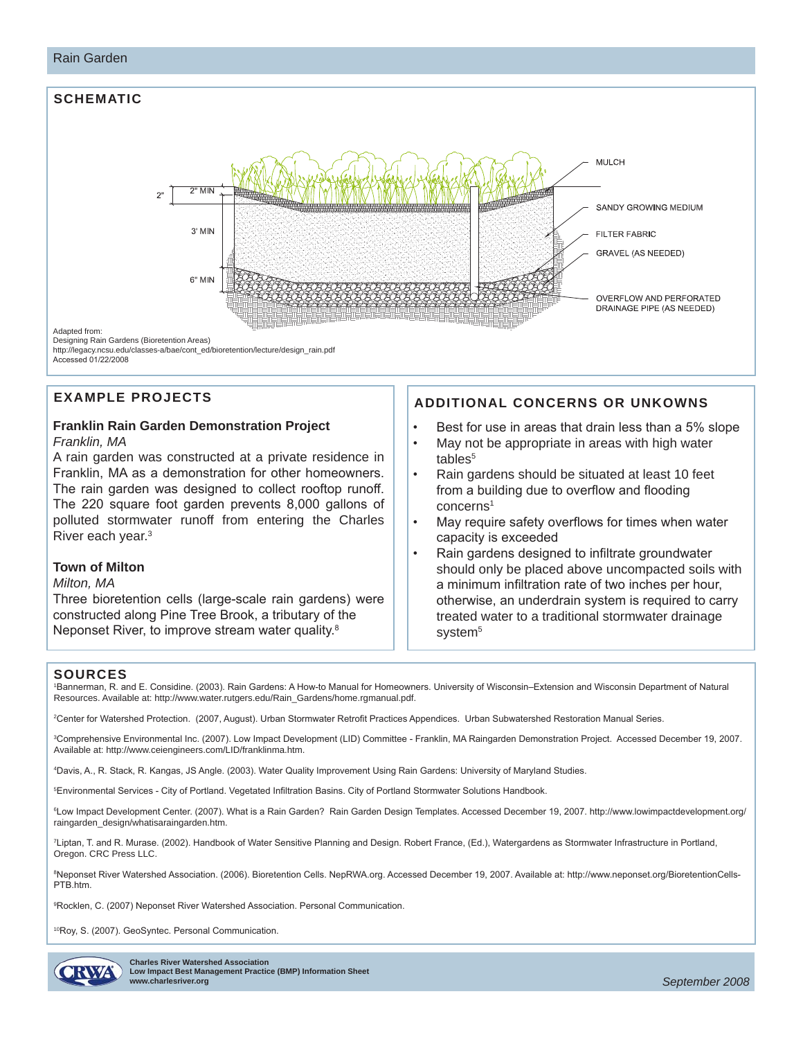Rain Garden

## SCHEMATIC

MULCH
2"
2" MIN
SANDY GROWING MEDIUM
3' MIN
FILTER FABRIC
GRAVEL (AS NEEDED)
6" MIN
OVERFLOW AND PERFORATED DRAINAGE PIPE (AS NEEDED)

Adapted from:
Designing Rain Gardens (Bioretention Areas)
http://legacy.ncsu.edu/classes-a/bae/cont_ed/bioretention/lecture/design_rain.pdf
Accessed 01/22/2008

## EXAMPLE PROJECTS

**Franklin Rain Garden Demonstration Project**
*Franklin, MA*
A rain garden was constructed at a private residence in Franklin, MA as a demonstration for other homeowners. The rain garden was designed to collect rooftop runoff. The 220 square foot garden prevents 8,000 gallons of polluted stormwater runoff from entering the Charles River each year.[3]

**Town of Milton**
*Milton, MA*
Three bioretention cells (large-scale rain gardens) were constructed along Pine Tree Brook, a tributary of the Neponset River, to improve stream water quality.[8]

## ADDITIONAL CONCERNS OR UNKOWNS

- Best for use in areas that drain less than a 5% slope
- May not be appropriate in areas with high water tables[5]
- Rain gardens should be situated at least 10 feet from a building due to overflow and flooding concerns[1]
- May require safety overflows for times when water capacity is exceeded
- Rain gardens designed to infiltrate groundwater should only be placed above uncompacted soils with a minimum infiltration rate of two inches per hour, otherwise, an underdrain system is required to carry treated water to a traditional stormwater drainage system[5]

## SOURCES

[1]Bannerman, R. and E. Considine. (2003). Rain Gardens: A How-to Manual for Homeowners. University of Wisconsin–Extension and Wisconsin Department of Natural Resources. Available at: http://www.water.rutgers.edu/Rain_Gardens/home.rgmanual.pdf.

[2]Center for Watershed Protection. (2007, August). Urban Stormwater Retrofit Practices Appendices. Urban Subwatershed Restoration Manual Series.

[3]Comprehensive Environmental Inc. (2007). Low Impact Development (LID) Committee - Franklin, MA Raingarden Demonstration Project. Accessed December 19, 2007. Available at: http://www.ceiengineers.com/LID/franklinma.htm.

[4]Davis, A., R. Stack, R. Kangas, JS Angle. (2003). Water Quality Improvement Using Rain Gardens: University of Maryland Studies.

[5]Environmental Services - City of Portland. Vegetated Infiltration Basins. City of Portland Stormwater Solutions Handbook.

[6]Low Impact Development Center. (2007). What is a Rain Garden? Rain Garden Design Templates. Accessed December 19, 2007. http://www.lowimpactdevelopment.org/raingarden_design/whatisaraingarden.htm.

[7]Liptan, T. and R. Murase. (2002). Handbook of Water Sensitive Planning and Design. Robert France, (Ed.), Watergardens as Stormwater Infrastructure in Portland, Oregon. CRC Press LLC.

[8]Neponset River Watershed Association. (2006). Bioretention Cells. NepRWA.org. Accessed December 19, 2007. Available at: http://www.neponset.org/BioretentionCells-PTB.htm.

[9]Rocklen, C. (2007) Neponset River Watershed Association. Personal Communication.

[10]Roy, S. (2007). GeoSyntec. Personal Communication.

**Charles River Watershed Association**
**Low Impact Best Management Practice (BMP) Information Sheet**
**www.charlesriver.org**

*September 2008*